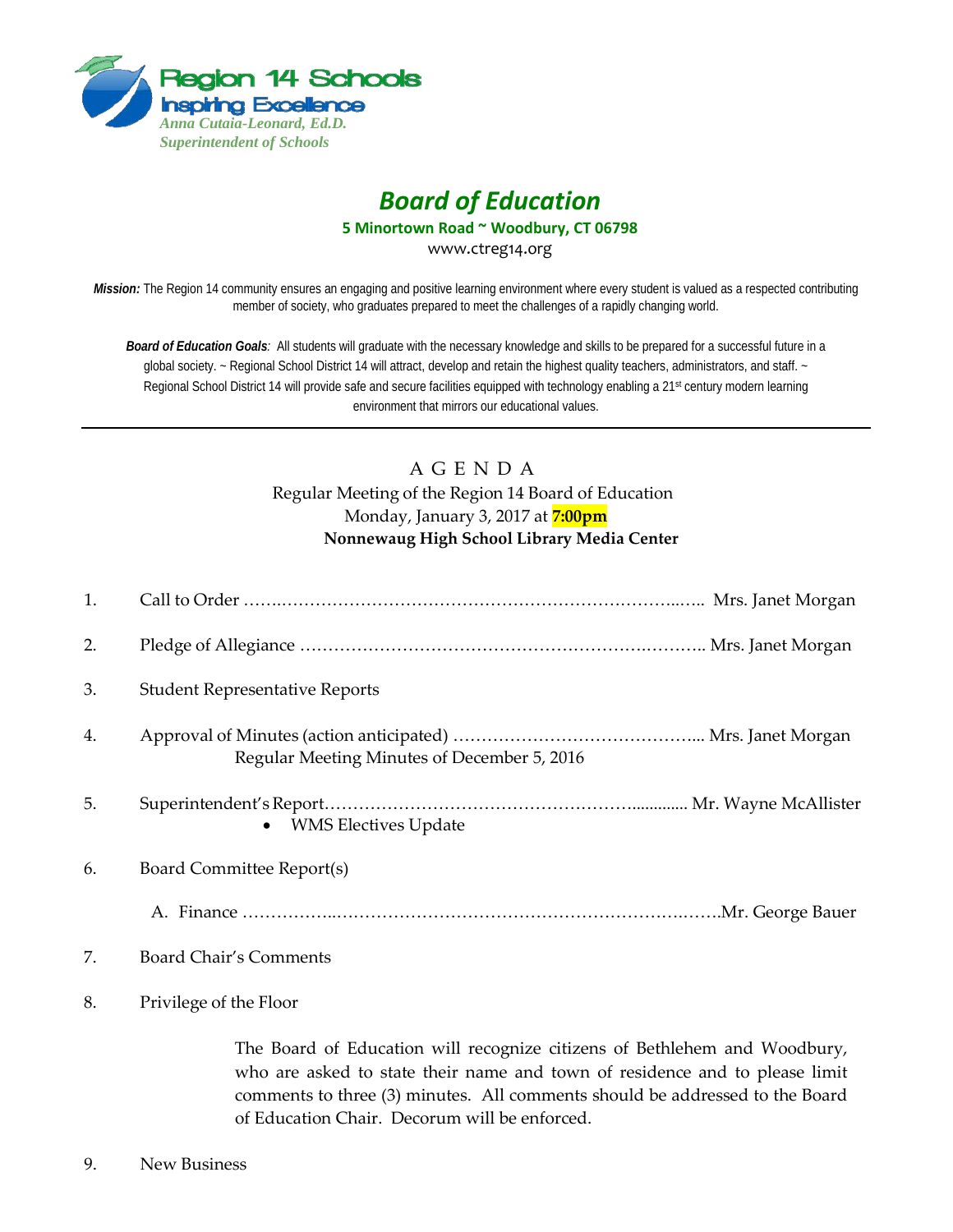Region 14 Schools
Inspiring Excellence
*Anna Cutaia-Leonard, Ed.D.*
*Superintendent of Schools*

# *Board of Education*

**5 Minortown Road ~ Woodbury, CT 06798**

www.ctreg14.org

***Mission:*** The Region 14 community ensures an engaging and positive learning environment where every student is valued as a respected contributing member of society, who graduates prepared to meet the challenges of a rapidly changing world.

***Board of Education Goals****:* All students will graduate with the necessary knowledge and skills to be prepared for a successful future in a global society. ~ Regional School District 14 will attract, develop and retain the highest quality teachers, administrators, and staff. ~ Regional School District 14 will provide safe and secure facilities equipped with technology enabling a 21st century modern learning environment that mirrors our educational values.

---

A G E N D A

Regular Meeting of the Region 14 Board of Education

Monday, January 3, 2017 at **7:00pm**

**Nonnewaug High School Library Media Center**

1. Call to Order ……………………………………………………………….….. Mrs. Janet Morgan

2. Pledge of Allegiance …………………………………………………….……….. Mrs. Janet Morgan

3. Student Representative Reports

4. Approval of Minutes (action anticipated) ……………………………………... Mrs. Janet Morgan
   Regular Meeting Minutes of December 5, 2016

5. Superintendent's Report…………………………………………….............. Mr. Wayne McAllister
   - WMS Electives Update

6. Board Committee Report(s)

   A. Finance ……………..…………………………………………………….…….Mr. George Bauer

7. Board Chair's Comments

8. Privilege of the Floor

   The Board of Education will recognize citizens of Bethlehem and Woodbury, who are asked to state their name and town of residence and to please limit comments to three (3) minutes. All comments should be addressed to the Board of Education Chair. Decorum will be enforced.

9. New Business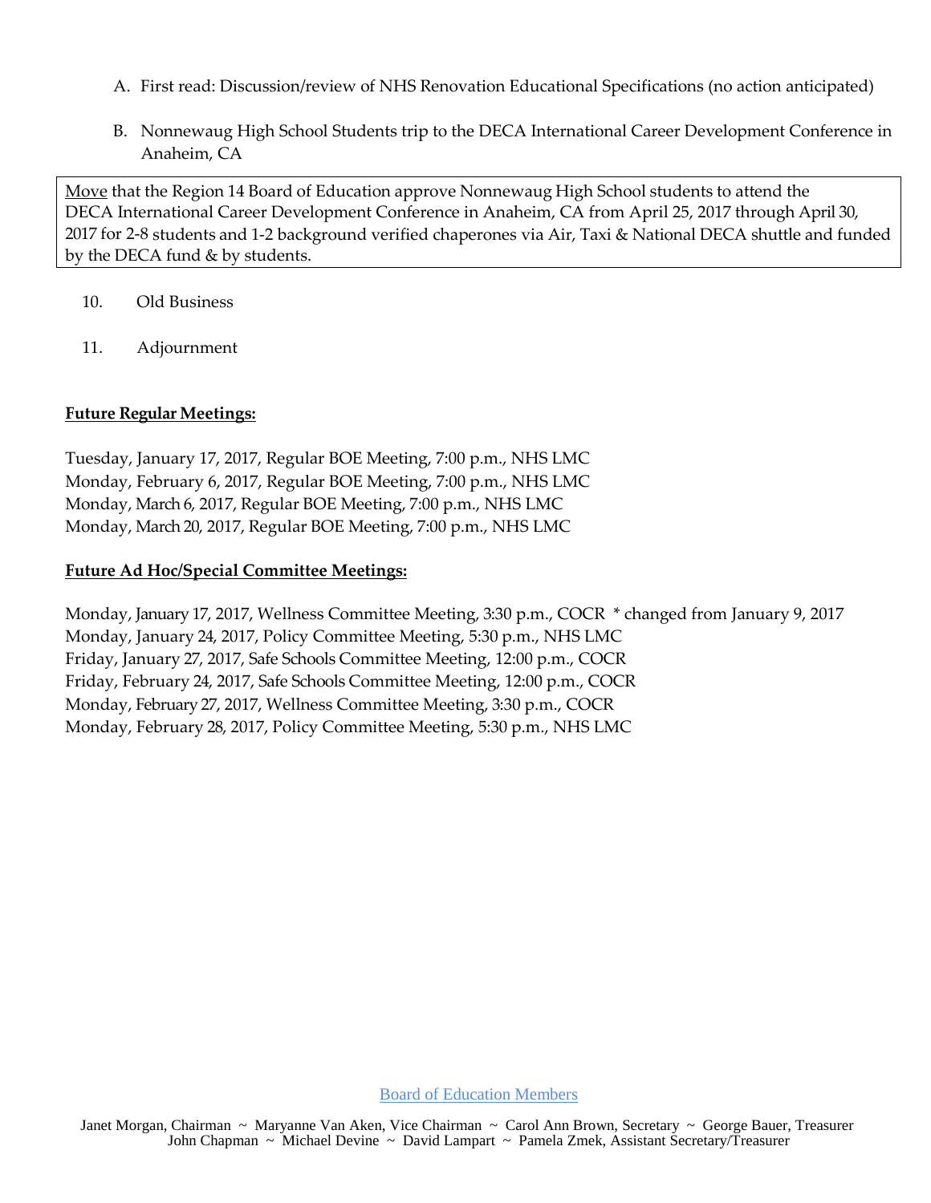A. First read: Discussion/review of NHS Renovation Educational Specifications (no action anticipated)

B. Nonnewaug High School Students trip to the DECA International Career Development Conference in Anaheim, CA

Move that the Region 14 Board of Education approve Nonnewaug High School students to attend the DECA International Career Development Conference in Anaheim, CA from April 25, 2017 through April 30, 2017 for 2-8 students and 1-2 background verified chaperones via Air, Taxi & National DECA shuttle and funded by the DECA fund & by students.

10. Old Business

11. Adjournment

**Future Regular Meetings:**

Tuesday, January 17, 2017, Regular BOE Meeting, 7:00 p.m., NHS LMC
Monday, February 6, 2017, Regular BOE Meeting, 7:00 p.m., NHS LMC
Monday, March 6, 2017, Regular BOE Meeting, 7:00 p.m., NHS LMC
Monday, March 20, 2017, Regular BOE Meeting, 7:00 p.m., NHS LMC

**Future Ad Hoc/Special Committee Meetings:**

Monday, January 17, 2017, Wellness Committee Meeting, 3:30 p.m., COCR * changed from January 9, 2017
Monday, January 24, 2017, Policy Committee Meeting, 5:30 p.m., NHS LMC
Friday, January 27, 2017, Safe Schools Committee Meeting, 12:00 p.m., COCR
Friday, February 24, 2017, Safe Schools Committee Meeting, 12:00 p.m., COCR
Monday, February 27, 2017, Wellness Committee Meeting, 3:30 p.m., COCR
Monday, February 28, 2017, Policy Committee Meeting, 5:30 p.m., NHS LMC

Board of Education Members

Janet Morgan, Chairman ~ Maryanne Van Aken, Vice Chairman ~ Carol Ann Brown, Secretary ~ George Bauer, Treasurer
John Chapman ~ Michael Devine ~ David Lampart ~ Pamela Zmek, Assistant Secretary/Treasurer